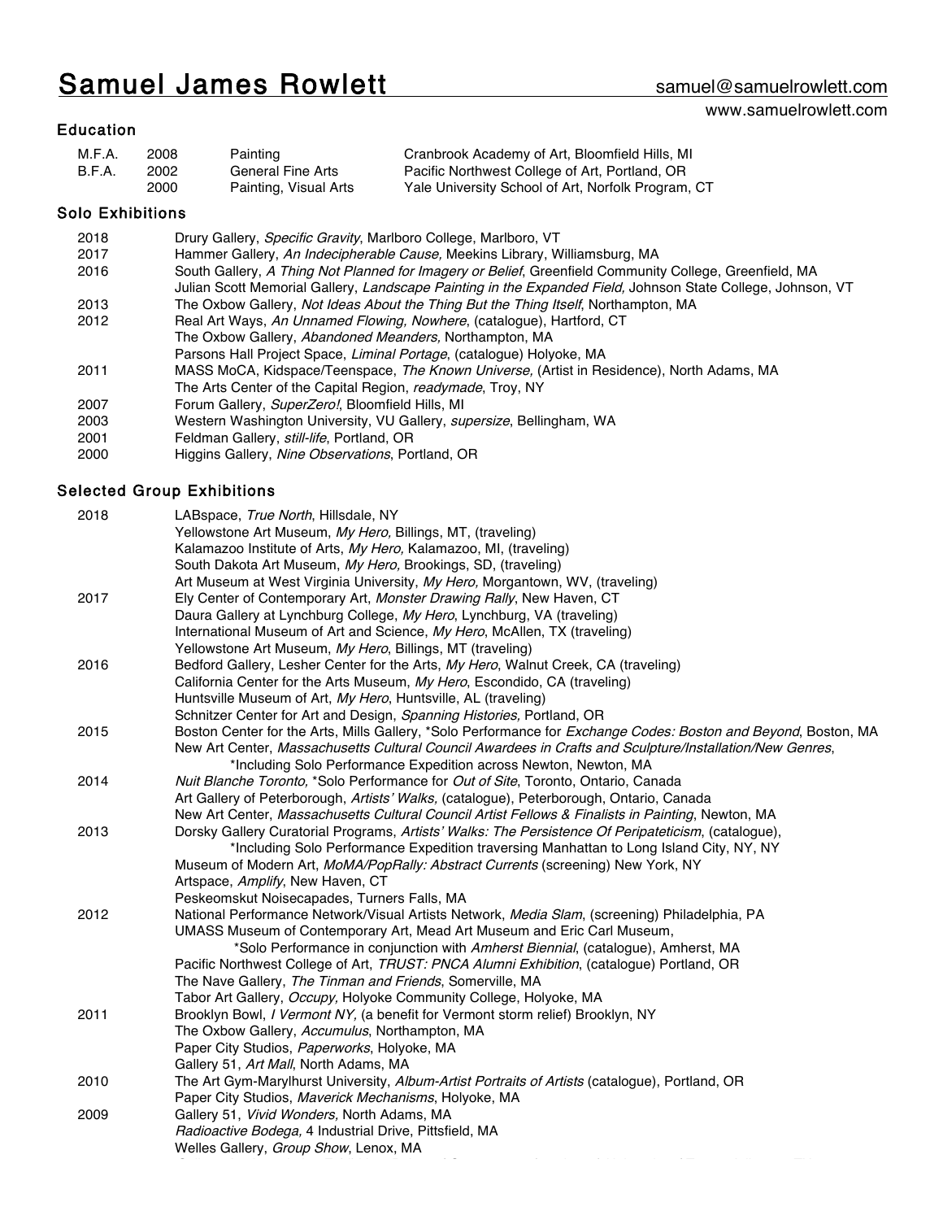# Samuel James Rowlett

samuel@samuelrowlett.com
www.samuelrowlett.com

## Education

| | | | |
|---|---|---|---|
| M.F.A. | 2008 | Painting | Cranbrook Academy of Art, Bloomfield Hills, MI |
| B.F.A. | 2002 | General Fine Arts | Pacific Northwest College of Art, Portland, OR |
| | 2000 | Painting, Visual Arts | Yale University School of Art, Norfolk Program, CT |

## Solo Exhibitions

| | |
|---|---|
| 2018 | Drury Gallery, *Specific Gravity*, Marlboro College, Marlboro, VT |
| 2017 | Hammer Gallery, *An Indecipherable Cause,* Meekins Library, Williamsburg, MA |
| 2016 | South Gallery, *A Thing Not Planned for Imagery or Belief*, Greenfield Community College, Greenfield, MA |
| | Julian Scott Memorial Gallery, *Landscape Painting in the Expanded Field,* Johnson State College, Johnson, VT |
| 2013 | The Oxbow Gallery, *Not Ideas About the Thing But the Thing Itself*, Northampton, MA |
| 2012 | Real Art Ways, *An Unnamed Flowing, Nowhere*, (catalogue), Hartford, CT |
| | The Oxbow Gallery, *Abandoned Meanders,* Northampton, MA |
| | Parsons Hall Project Space, *Liminal Portage*, (catalogue) Holyoke, MA |
| 2011 | MASS MoCA, Kidspace/Teenspace, *The Known Universe,* (Artist in Residence), North Adams, MA |
| | The Arts Center of the Capital Region, *readymade*, Troy, NY |
| 2007 | Forum Gallery, *SuperZero!*, Bloomfield Hills, MI |
| 2003 | Western Washington University, VU Gallery, *supersize*, Bellingham, WA |
| 2001 | Feldman Gallery, *still-life*, Portland, OR |
| 2000 | Higgins Gallery, *Nine Observations*, Portland, OR |

## Selected Group Exhibitions

| | |
|---|---|
| 2018 | LABspace, *True North*, Hillsdale, NY |
| | Yellowstone Art Museum, *My Hero,* Billings, MT, (traveling) |
| | Kalamazoo Institute of Arts, *My Hero,* Kalamazoo, MI, (traveling) |
| | South Dakota Art Museum, *My Hero,* Brookings, SD, (traveling) |
| | Art Museum at West Virginia University, *My Hero,* Morgantown, WV, (traveling) |
| 2017 | Ely Center of Contemporary Art, *Monster Drawing Rally*, New Haven, CT |
| | Daura Gallery at Lynchburg College, *My Hero*, Lynchburg, VA (traveling) |
| | International Museum of Art and Science, *My Hero*, McAllen, TX (traveling) |
| | Yellowstone Art Museum, *My Hero*, Billings, MT (traveling) |
| 2016 | Bedford Gallery, Lesher Center for the Arts, *My Hero*, Walnut Creek, CA (traveling) |
| | California Center for the Arts Museum, *My Hero*, Escondido, CA (traveling) |
| | Huntsville Museum of Art, *My Hero*, Huntsville, AL (traveling) |
| | Schnitzer Center for Art and Design, *Spanning Histories,* Portland, OR |
| 2015 | Boston Center for the Arts, Mills Gallery, *Solo Performance for *Exchange Codes: Boston and Beyond*, Boston, MA |
| | New Art Center, *Massachusetts Cultural Council Awardees in Crafts and Sculpture/Installation/New Genres*, *Including Solo Performance Expedition across Newton, Newton, MA |
| 2014 | *Nuit Blanche Toronto,* *Solo Performance for *Out of Site*, Toronto, Ontario, Canada |
| | Art Gallery of Peterborough, *Artists' Walks,* (catalogue), Peterborough, Ontario, Canada |
| | New Art Center, *Massachusetts Cultural Council Artist Fellows & Finalists in Painting*, Newton, MA |
| 2013 | Dorsky Gallery Curatorial Programs, *Artists' Walks: The Persistence Of Peripateticism*, (catalogue), *Including Solo Performance Expedition traversing Manhattan to Long Island City, NY, NY |
| | Museum of Modern Art, *MoMA/PopRally: Abstract Currents* (screening) New York, NY |
| | Artspace, *Amplify*, New Haven, CT |
| | Peskeomskut Noisecapades, Turners Falls, MA |
| 2012 | National Performance Network/Visual Artists Network, *Media Slam*, (screening) Philadelphia, PA |
| | UMASS Museum of Contemporary Art, Mead Art Museum and Eric Carl Museum, *Solo Performance in conjunction with *Amherst Biennial*, (catalogue), Amherst, MA |
| | Pacific Northwest College of Art, *TRUST: PNCA Alumni Exhibition*, (catalogue) Portland, OR |
| | The Nave Gallery, *The Tinman and Friends*, Somerville, MA |
| | Tabor Art Gallery, *Occupy,* Holyoke Community College, Holyoke, MA |
| 2011 | Brooklyn Bowl, *I Vermont NY,* (a benefit for Vermont storm relief) Brooklyn, NY |
| | The Oxbow Gallery, *Accumulus*, Northampton, MA |
| | Paper City Studios, *Paperworks*, Holyoke, MA |
| | Gallery 51, *Art Mall*, North Adams, MA |
| 2010 | The Art Gym-Marylhurst University, *Album-Artist Portraits of Artists* (catalogue), Portland, OR |
| | Paper City Studios, *Maverick Mechanisms*, Holyoke, MA |
| 2009 | Gallery 51, *Vivid Wonders,* North Adams, MA |
| | *Radioactive Bodega,* 4 Industrial Drive, Pittsfield, MA |
| | Welles Gallery, *Group Show*, Lenox, MA |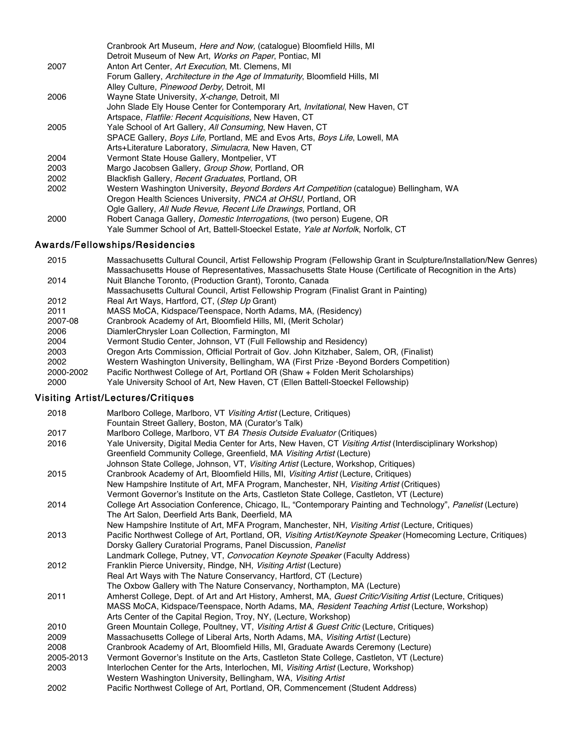| | |
|---|---|
| | Cranbrook Art Museum, *Here and Now,* (catalogue) Bloomfield Hills, MI |
| | Detroit Museum of New Art, *Works on Paper*, Pontiac, MI |
| 2007 | Anton Art Center, *Art Execution*, Mt. Clemens, MI |
| | Forum Gallery, *Architecture in the Age of Immaturity*, Bloomfield Hills, MI |
| | Alley Culture, *Pinewood Derby,* Detroit, MI |
| 2006 | Wayne State University, *X-change*, Detroit, MI |
| | John Slade Ely House Center for Contemporary Art, *Invitational*, New Haven, CT |
| | Artspace, *Flatfile: Recent Acquisitions*, New Haven, CT |
| 2005 | Yale School of Art Gallery, *All Consuming*, New Haven, CT |
| | SPACE Gallery, *Boys Life,* Portland, ME and Evos Arts, *Boys Life*, Lowell, MA |
| | Arts+Literature Laboratory, *Simulacra*, New Haven, CT |
| 2004 | Vermont State House Gallery, Montpelier, VT |
| 2003 | Margo Jacobsen Gallery, *Group Show*, Portland, OR |
| 2002 | Blackfish Gallery, *Recent Graduates*, Portland, OR |
| 2002 | Western Washington University, *Beyond Borders Art Competition* (catalogue) Bellingham, WA |
| | Oregon Health Sciences University, *PNCA at OHSU*, Portland, OR |
| | Ogle Gallery, *All Nude Revue, Recent Life Drawings,* Portland, OR |
| 2000 | Robert Canaga Gallery, *Domestic Interrogations*, (two person) Eugene, OR |
| | Yale Summer School of Art, Battell-Stoeckel Estate, *Yale at Norfolk*, Norfolk, CT |

## Awards/Fellowships/Residencies

| | |
|---|---|
| 2015 | Massachusetts Cultural Council, Artist Fellowship Program (Fellowship Grant in Sculpture/Installation/New Genres) |
| | Massachusetts House of Representatives, Massachusetts State House (Certificate of Recognition in the Arts) |
| 2014 | Nuit Blanche Toronto, (Production Grant), Toronto, Canada |
| | Massachusetts Cultural Council, Artist Fellowship Program (Finalist Grant in Painting) |
| 2012 | Real Art Ways, Hartford, CT, (*Step Up* Grant) |
| 2011 | MASS MoCA, Kidspace/Teenspace, North Adams, MA, (Residency) |
| 2007-08 | Cranbrook Academy of Art, Bloomfield Hills, MI, (Merit Scholar) |
| 2006 | DiamlerChrysler Loan Collection, Farmington, MI |
| 2004 | Vermont Studio Center, Johnson, VT (Full Fellowship and Residency) |
| 2003 | Oregon Arts Commission, Official Portrait of Gov. John Kitzhaber, Salem, OR, (Finalist) |
| 2002 | Western Washington University, Bellingham, WA (First Prize -Beyond Borders Competition) |
| 2000-2002 | Pacific Northwest College of Art, Portland OR (Shaw + Folden Merit Scholarships) |
| 2000 | Yale University School of Art, New Haven, CT (Ellen Battell-Stoeckel Fellowship) |

## Visiting Artist/Lectures/Critiques

| | |
|---|---|
| 2018 | Marlboro College, Marlboro, VT *Visiting Artist* (Lecture, Critiques) |
| | Fountain Street Gallery, Boston, MA (Curator's Talk) |
| 2017 | Marlboro College, Marlboro, VT *BA Thesis Outside Evaluator* (Critiques) |
| 2016 | Yale University, Digital Media Center for Arts, New Haven, CT *Visiting Artist* (Interdisciplinary Workshop) |
| | Greenfield Community College, Greenfield, MA *Visiting Artist* (Lecture) |
| | Johnson State College, Johnson, VT, *Visiting Artist* (Lecture, Workshop, Critiques) |
| 2015 | Cranbrook Academy of Art, Bloomfield Hills, MI, *Visiting Artist* (Lecture, Critiques) |
| | New Hampshire Institute of Art, MFA Program, Manchester, NH, *Visiting Artist* (Critiques) |
| | Vermont Governor's Institute on the Arts, Castleton State College, Castleton, VT (Lecture) |
| 2014 | College Art Association Conference, Chicago, IL, "Contemporary Painting and Technology", *Panelist* (Lecture) |
| | The Art Salon, Deerfield Arts Bank, Deerfield, MA |
| | New Hampshire Institute of Art, MFA Program, Manchester, NH, *Visiting Artist* (Lecture, Critiques) |
| 2013 | Pacific Northwest College of Art, Portland, OR, *Visiting Artist/Keynote Speaker* (Homecoming Lecture, Critiques) |
| | Dorsky Gallery Curatorial Programs, Panel Discussion, *Panelist* |
| | Landmark College, Putney, VT, *Convocation Keynote Speaker* (Faculty Address) |
| 2012 | Franklin Pierce University, Rindge, NH, *Visiting Artist* (Lecture) |
| | Real Art Ways with The Nature Conservancy, Hartford, CT (Lecture) |
| | The Oxbow Gallery with The Nature Conservancy, Northampton, MA (Lecture) |
| 2011 | Amherst College, Dept. of Art and Art History, Amherst, MA, *Guest Critic/Visiting Artist* (Lecture, Critiques) |
| | MASS MoCA, Kidspace/Teenspace, North Adams, MA, *Resident Teaching Artist* (Lecture, Workshop) |
| | Arts Center of the Capital Region, Troy, NY, (Lecture, Workshop) |
| 2010 | Green Mountain College, Poultney, VT, *Visiting Artist & Guest Critic* (Lecture, Critiques) |
| 2009 | Massachusetts College of Liberal Arts, North Adams, MA, *Visiting Artist* (Lecture) |
| 2008 | Cranbrook Academy of Art, Bloomfield Hills, MI, Graduate Awards Ceremony (Lecture) |
| 2005-2013 | Vermont Governor's Institute on the Arts, Castleton State College, Castleton, VT (Lecture) |
| 2003 | Interlochen Center for the Arts, Interlochen, MI, *Visiting Artist* (Lecture, Workshop) |
| | Western Washington University, Bellingham, WA, *Visiting Artist* |
| 2002 | Pacific Northwest College of Art, Portland, OR, Commencement (Student Address) |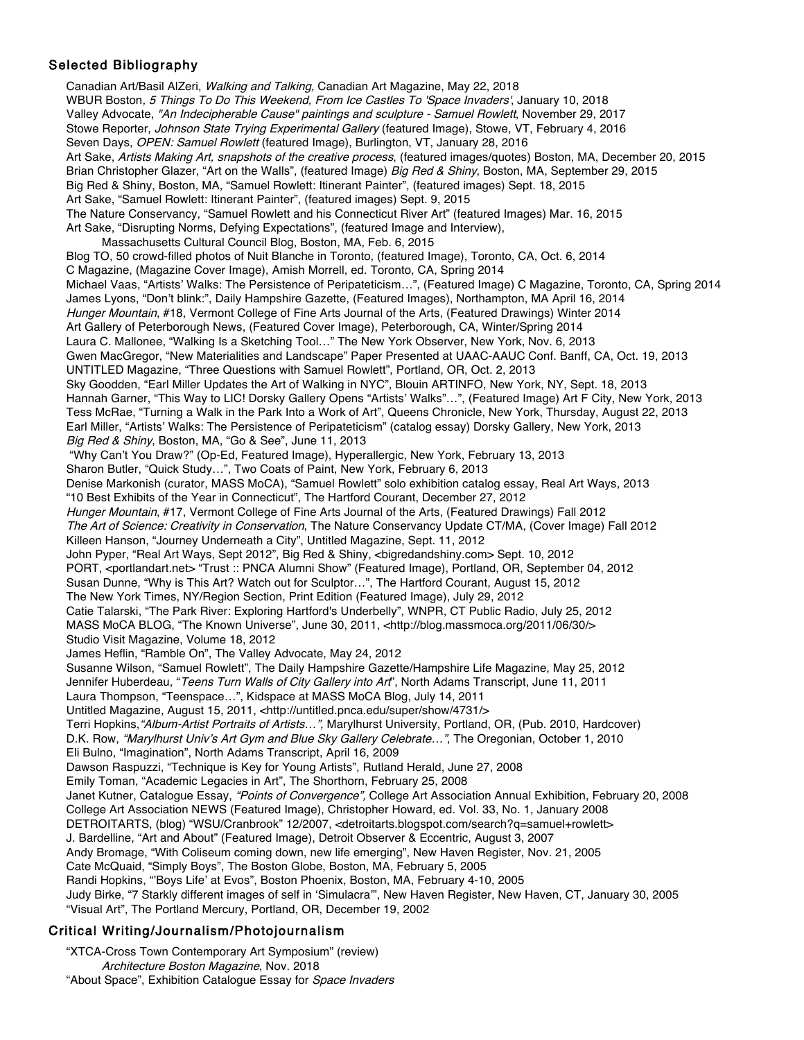### Selected Bibliography

Canadian Art/Basil AlZeri, *Walking and Talking,* Canadian Art Magazine, May 22, 2018
WBUR Boston*, 5 Things To Do This Weekend, From Ice Castles To 'Space Invaders'*, January 10, 2018
Valley Advocate, *"An Indecipherable Cause" paintings and sculpture - Samuel Rowlett*, November 29, 2017
Stowe Reporter, *Johnson State Trying Experimental Gallery* (featured Image), Stowe, VT, February 4, 2016
Seven Days, *OPEN: Samuel Rowlett* (featured Image), Burlington, VT, January 28, 2016
Art Sake, *Artists Making Art, snapshots of the creative process*, (featured images/quotes) Boston, MA, December 20, 2015
Brian Christopher Glazer, "Art on the Walls", (featured Image) *Big Red & Shiny*, Boston, MA, September 29, 2015
Big Red & Shiny, Boston, MA, "Samuel Rowlett: Itinerant Painter", (featured images) Sept. 18, 2015
Art Sake, "Samuel Rowlett: Itinerant Painter", (featured images) Sept. 9, 2015
The Nature Conservancy, "Samuel Rowlett and his Connecticut River Art" (featured Images) Mar. 16, 2015
Art Sake, "Disrupting Norms, Defying Expectations", (featured Image and Interview),
Massachusetts Cultural Council Blog, Boston, MA, Feb. 6, 2015
Blog TO, 50 crowd-filled photos of Nuit Blanche in Toronto, (featured Image), Toronto, CA, Oct. 6, 2014
C Magazine, (Magazine Cover Image), Amish Morrell, ed. Toronto, CA, Spring 2014
Michael Vaas, "Artists' Walks: The Persistence of Peripateticism…", (Featured Image) C Magazine, Toronto, CA, Spring 2014
James Lyons, "Don't blink:", Daily Hampshire Gazette, (Featured Images), Northampton, MA April 16, 2014
*Hunger Mountain*, #18, Vermont College of Fine Arts Journal of the Arts, (Featured Drawings) Winter 2014
Art Gallery of Peterborough News, (Featured Cover Image), Peterborough, CA, Winter/Spring 2014
Laura C. Mallonee, "Walking Is a Sketching Tool…" The New York Observer, New York, Nov. 6, 2013
Gwen MacGregor, "New Materialities and Landscape" Paper Presented at UAAC-AAUC Conf. Banff, CA, Oct. 19, 2013
UNTITLED Magazine, "Three Questions with Samuel Rowlett", Portland, OR, Oct. 2, 2013
Sky Goodden, "Earl Miller Updates the Art of Walking in NYC", Blouin ARTINFO, New York, NY, Sept. 18, 2013
Hannah Garner, "This Way to LIC! Dorsky Gallery Opens "Artists' Walks"…", (Featured Image) Art F City, New York, 2013
Tess McRae, "Turning a Walk in the Park Into a Work of Art", Queens Chronicle, New York, Thursday, August 22, 2013
Earl Miller, "Artists' Walks: The Persistence of Peripateticism" (catalog essay) Dorsky Gallery, New York, 2013
*Big Red & Shiny*, Boston, MA, "Go & See", June 11, 2013
"Why Can't You Draw?" (Op-Ed, Featured Image), Hyperallergic, New York, February 13, 2013
Sharon Butler, "Quick Study…", Two Coats of Paint, New York, February 6, 2013
Denise Markonish (curator, MASS MoCA), "Samuel Rowlett" solo exhibition catalog essay, Real Art Ways, 2013
"10 Best Exhibits of the Year in Connecticut", The Hartford Courant, December 27, 2012
*Hunger Mountain*, #17, Vermont College of Fine Arts Journal of the Arts, (Featured Drawings) Fall 2012
*The Art of Science: Creativity in Conservation*, The Nature Conservancy Update CT/MA, (Cover Image) Fall 2012
Killeen Hanson, "Journey Underneath a City", Untitled Magazine, Sept. 11, 2012
John Pyper, "Real Art Ways, Sept 2012", Big Red & Shiny, <bigredandshiny.com> Sept. 10, 2012
PORT, <portlandart.net> "Trust :: PNCA Alumni Show" (Featured Image), Portland, OR, September 04, 2012
Susan Dunne, "Why is This Art? Watch out for Sculptor…", The Hartford Courant, August 15, 2012
The New York Times, NY/Region Section, Print Edition (Featured Image), July 29, 2012
Catie Talarski, "The Park River: Exploring Hartford's Underbelly", WNPR, CT Public Radio, July 25, 2012
MASS MoCA BLOG, "The Known Universe", June 30, 2011, <http://blog.massmoca.org/2011/06/30/>
Studio Visit Magazine, Volume 18, 2012
James Heflin, "Ramble On", The Valley Advocate, May 24, 2012
Susanne Wilson, "Samuel Rowlett", The Daily Hampshire Gazette/Hampshire Life Magazine, May 25, 2012
Jennifer Huberdeau, "*Teens Turn Walls of City Gallery into Art*", North Adams Transcript, June 11, 2011
Laura Thompson, "Teenspace…", Kidspace at MASS MoCA Blog, July 14, 2011
Untitled Magazine, August 15, 2011, <http://untitled.pnca.edu/super/show/4731/>
Terri Hopkins,*"Album-Artist Portraits of Artists…",* Marylhurst University, Portland, OR, (Pub. 2010, Hardcover)
D.K. Row, *"Marylhurst Univ's Art Gym and Blue Sky Gallery Celebrate…"*, The Oregonian, October 1, 2010
Eli Bulno, "Imagination", North Adams Transcript, April 16, 2009
Dawson Raspuzzi, "Technique is Key for Young Artists", Rutland Herald, June 27, 2008
Emily Toman, "Academic Legacies in Art", The Shorthorn, February 25, 2008
Janet Kutner, Catalogue Essay, *"Points of Convergence",* College Art Association Annual Exhibition, February 20, 2008
College Art Association NEWS (Featured Image), Christopher Howard, ed. Vol. 33, No. 1, January 2008
DETROITARTS, (blog) "WSU/Cranbrook" 12/2007, <detroitarts.blogspot.com/search?q=samuel+rowlett>
J. Bardelline, "Art and About" (Featured Image), Detroit Observer & Eccentric, August 3, 2007
Andy Bromage, "With Coliseum coming down, new life emerging", New Haven Register, Nov. 21, 2005
Cate McQuaid, "Simply Boys", The Boston Globe, Boston, MA, February 5, 2005
Randi Hopkins, "'Boys Life' at Evos", Boston Phoenix, Boston, MA, February 4-10, 2005
Judy Birke, "7 Starkly different images of self in 'Simulacra'", New Haven Register, New Haven, CT, January 30, 2005
"Visual Art", The Portland Mercury, Portland, OR, December 19, 2002

### Critical Writing/Journalism/Photojournalism

"XTCA-Cross Town Contemporary Art Symposium" (review)
*Architecture Boston Magazine*, Nov. 2018
"About Space", Exhibition Catalogue Essay for *Space Invaders*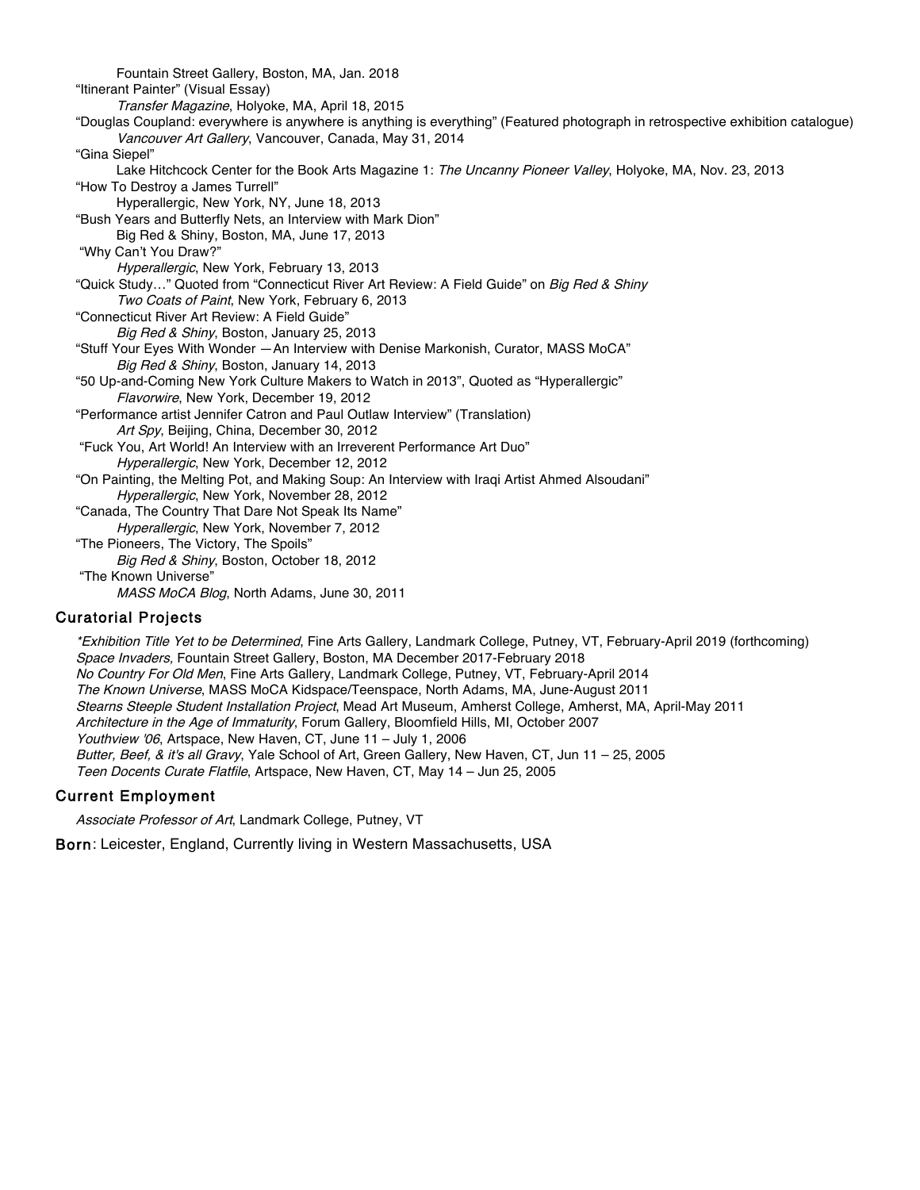Fountain Street Gallery, Boston, MA, Jan. 2018

"Itinerant Painter" (Visual Essay)
*Transfer Magazine*, Holyoke, MA, April 18, 2015

"Douglas Coupland: everywhere is anywhere is anything is everything" (Featured photograph in retrospective exhibition catalogue)
*Vancouver Art Gallery*, Vancouver, Canada, May 31, 2014

"Gina Siepel"
Lake Hitchcock Center for the Book Arts Magazine 1: *The Uncanny Pioneer Valley*, Holyoke, MA, Nov. 23, 2013

"How To Destroy a James Turrell"
Hyperallergic, New York, NY, June 18, 2013

"Bush Years and Butterfly Nets, an Interview with Mark Dion"
Big Red & Shiny, Boston, MA, June 17, 2013

"Why Can't You Draw?"
*Hyperallergic*, New York, February 13, 2013

"Quick Study…" Quoted from "Connecticut River Art Review: A Field Guide" on *Big Red & Shiny*
*Two Coats of Paint*, New York, February 6, 2013

"Connecticut River Art Review: A Field Guide"
*Big Red & Shiny*, Boston, January 25, 2013

"Stuff Your Eyes With Wonder —An Interview with Denise Markonish, Curator, MASS MoCA"
*Big Red & Shiny*, Boston, January 14, 2013

"50 Up-and-Coming New York Culture Makers to Watch in 2013", Quoted as "Hyperallergic"
*Flavorwire*, New York, December 19, 2012

"Performance artist Jennifer Catron and Paul Outlaw Interview" (Translation)
*Art Spy*, Beijing, China, December 30, 2012

"Fuck You, Art World! An Interview with an Irreverent Performance Art Duo"
*Hyperallergic*, New York, December 12, 2012

"On Painting, the Melting Pot, and Making Soup: An Interview with Iraqi Artist Ahmed Alsoudani"
*Hyperallergic*, New York, November 28, 2012

"Canada, The Country That Dare Not Speak Its Name"
*Hyperallergic*, New York, November 7, 2012

"The Pioneers, The Victory, The Spoils"
*Big Red & Shiny*, Boston, October 18, 2012

"The Known Universe"
*MASS MoCA Blog*, North Adams, June 30, 2011

## Curatorial Projects

*\*Exhibition Title Yet to be Determined*, Fine Arts Gallery, Landmark College, Putney, VT, February-April 2019 (forthcoming)
*Space Invaders,* Fountain Street Gallery, Boston, MA December 2017-February 2018
*No Country For Old Men*, Fine Arts Gallery, Landmark College, Putney, VT, February-April 2014
*The Known Universe*, MASS MoCA Kidspace/Teenspace, North Adams, MA, June-August 2011
*Stearns Steeple Student Installation Project*, Mead Art Museum, Amherst College, Amherst, MA, April-May 2011
*Architecture in the Age of Immaturity*, Forum Gallery, Bloomfield Hills, MI, October 2007
*Youthview '06*, Artspace, New Haven, CT, June 11 – July 1, 2006
*Butter, Beef, & it's all Gravy*, Yale School of Art, Green Gallery, New Haven, CT, Jun 11 – 25, 2005
*Teen Docents Curate Flatfile*, Artspace, New Haven, CT, May 14 – Jun 25, 2005

## Current Employment

*Associate Professor of Art*, Landmark College, Putney, VT

**Born**: Leicester, England, Currently living in Western Massachusetts, USA